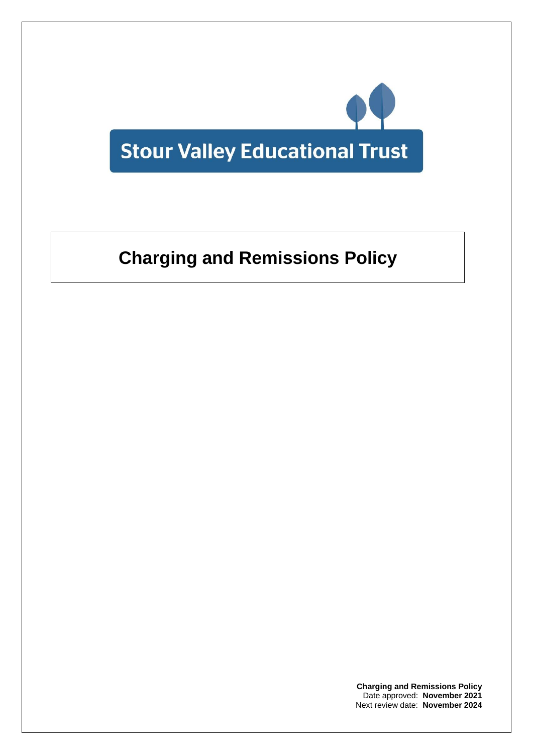Stour Valley Educational Trust

# Charging and Remissions Policy

**Charging and Remissions Policy**
Date approved: **November 2021**
Next review date: **November 2024**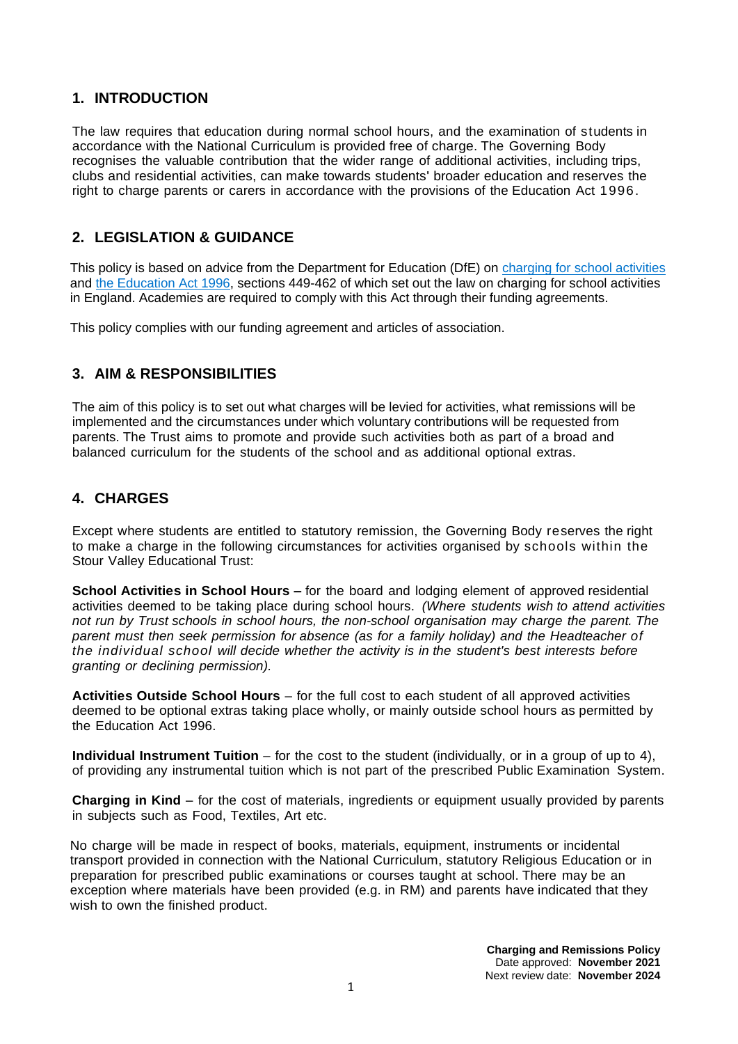## 1. INTRODUCTION

The law requires that education during normal school hours, and the examination of students in accordance with the National Curriculum is provided free of charge. The Governing Body recognises the valuable contribution that the wider range of additional activities, including trips, clubs and residential activities, can make towards students' broader education and reserves the right to charge parents or carers in accordance with the provisions of the Education Act 1996.

## 2. LEGISLATION & GUIDANCE

This policy is based on advice from the Department for Education (DfE) on [charging for school activities](#) and [the Education Act 1996](#), sections 449-462 of which set out the law on charging for school activities in England. Academies are required to comply with this Act through their funding agreements.

This policy complies with our funding agreement and articles of association.

## 3. AIM & RESPONSIBILITIES

The aim of this policy is to set out what charges will be levied for activities, what remissions will be implemented and the circumstances under which voluntary contributions will be requested from parents. The Trust aims to promote and provide such activities both as part of a broad and balanced curriculum for the students of the school and as additional optional extras.

## 4. CHARGES

Except where students are entitled to statutory remission, the Governing Body reserves the right to make a charge in the following circumstances for activities organised by schools within the Stour Valley Educational Trust:

**School Activities in School Hours –** for the board and lodging element of approved residential activities deemed to be taking place during school hours. *(Where students wish to attend activities not run by Trust schools in school hours, the non-school organisation may charge the parent. The parent must then seek permission for absence (as for a family holiday) and the Headteacher of the individual school will decide whether the activity is in the student's best interests before granting or declining permission).*

**Activities Outside School Hours** – for the full cost to each student of all approved activities deemed to be optional extras taking place wholly, or mainly outside school hours as permitted by the Education Act 1996.

**Individual Instrument Tuition** – for the cost to the student (individually, or in a group of up to 4), of providing any instrumental tuition which is not part of the prescribed Public Examination System.

**Charging in Kind** – for the cost of materials, ingredients or equipment usually provided by parents in subjects such as Food, Textiles, Art etc.

No charge will be made in respect of books, materials, equipment, instruments or incidental transport provided in connection with the National Curriculum, statutory Religious Education or in preparation for prescribed public examinations or courses taught at school. There may be an exception where materials have been provided (e.g. in RM) and parents have indicated that they wish to own the finished product.

**Charging and Remissions Policy**
Date approved: **November 2021**
Next review date: **November 2024**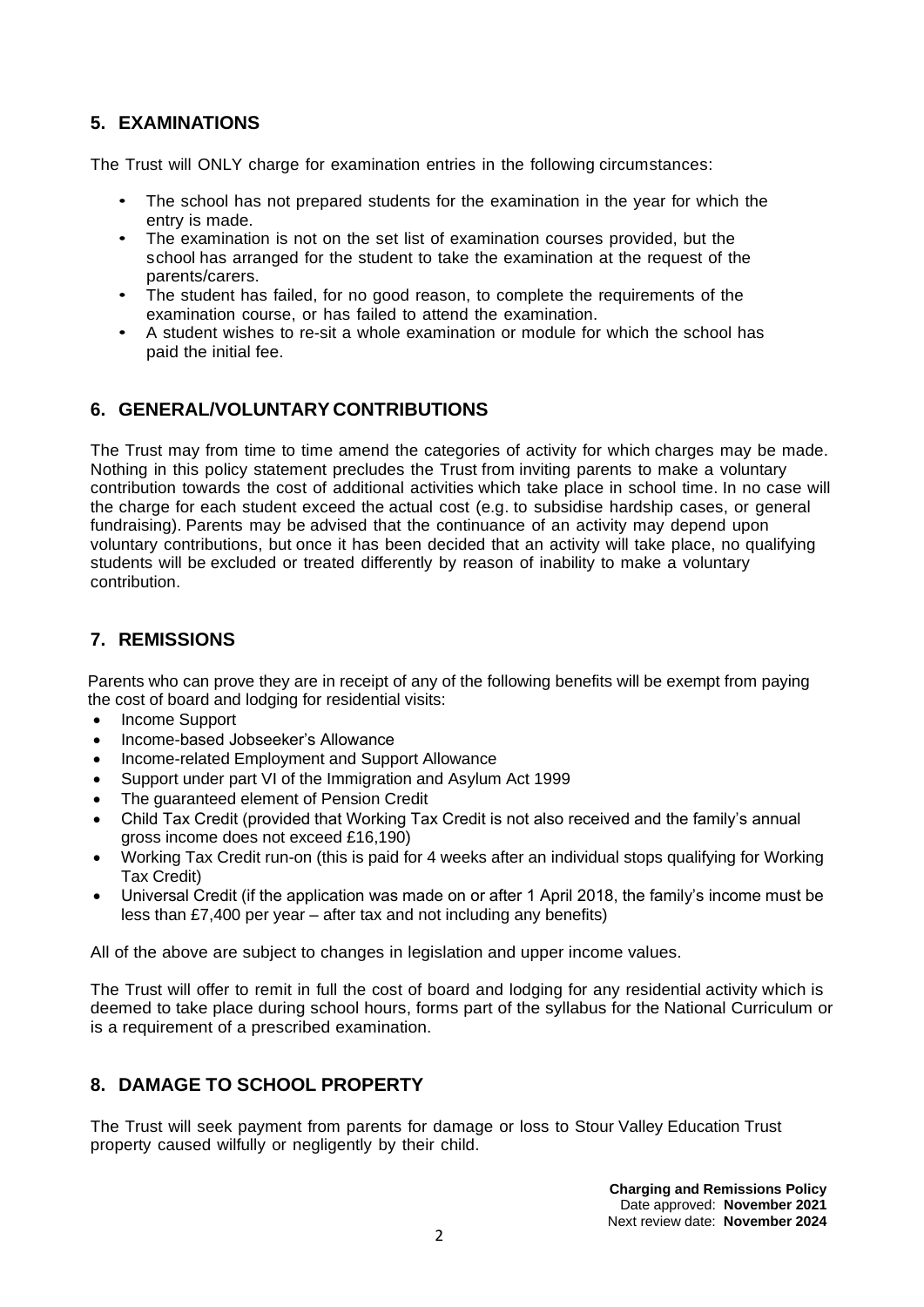## 5. EXAMINATIONS

The Trust will ONLY charge for examination entries in the following circumstances:

- The school has not prepared students for the examination in the year for which the entry is made.
- The examination is not on the set list of examination courses provided, but the school has arranged for the student to take the examination at the request of the parents/carers.
- The student has failed, for no good reason, to complete the requirements of the examination course, or has failed to attend the examination.
- A student wishes to re-sit a whole examination or module for which the school has paid the initial fee.

## 6. GENERAL/VOLUNTARY CONTRIBUTIONS

The Trust may from time to time amend the categories of activity for which charges may be made. Nothing in this policy statement precludes the Trust from inviting parents to make a voluntary contribution towards the cost of additional activities which take place in school time. In no case will the charge for each student exceed the actual cost (e.g. to subsidise hardship cases, or general fundraising). Parents may be advised that the continuance of an activity may depend upon voluntary contributions, but once it has been decided that an activity will take place, no qualifying students will be excluded or treated differently by reason of inability to make a voluntary contribution.

## 7. REMISSIONS

Parents who can prove they are in receipt of any of the following benefits will be exempt from paying the cost of board and lodging for residential visits:

- Income Support
- Income-based Jobseeker's Allowance
- Income-related Employment and Support Allowance
- Support under part VI of the Immigration and Asylum Act 1999
- The guaranteed element of Pension Credit
- Child Tax Credit (provided that Working Tax Credit is not also received and the family's annual gross income does not exceed £16,190)
- Working Tax Credit run-on (this is paid for 4 weeks after an individual stops qualifying for Working Tax Credit)
- Universal Credit (if the application was made on or after 1 April 2018, the family's income must be less than £7,400 per year – after tax and not including any benefits)

All of the above are subject to changes in legislation and upper income values.

The Trust will offer to remit in full the cost of board and lodging for any residential activity which is deemed to take place during school hours, forms part of the syllabus for the National Curriculum or is a requirement of a prescribed examination.

## 8. DAMAGE TO SCHOOL PROPERTY

The Trust will seek payment from parents for damage or loss to Stour Valley Education Trust property caused wilfully or negligently by their child.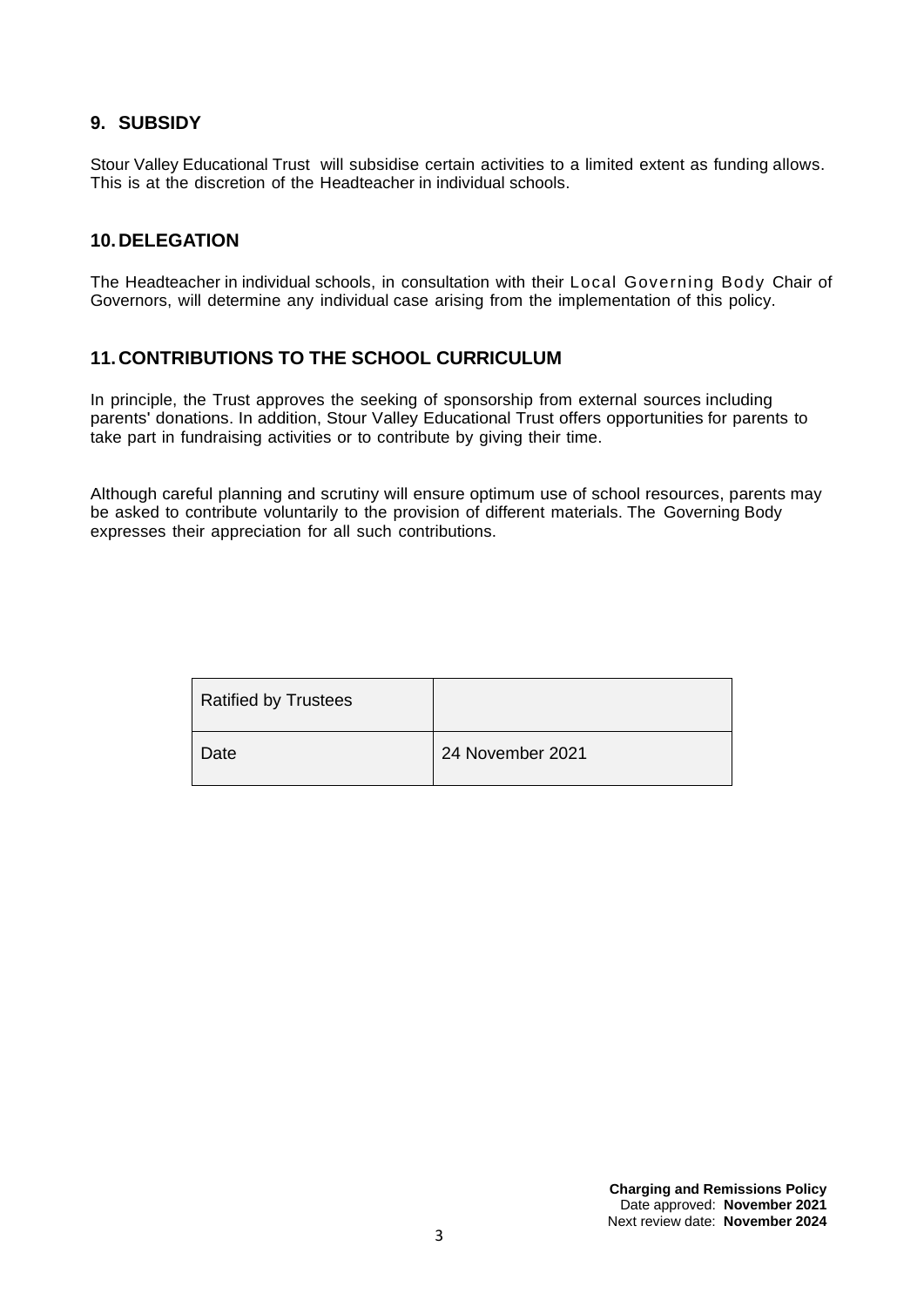## 9. SUBSIDY

Stour Valley Educational Trust will subsidise certain activities to a limited extent as funding allows. This is at the discretion of the Headteacher in individual schools.

## 10. DELEGATION

The Headteacher in individual schools, in consultation with their Local Governing Body Chair of Governors, will determine any individual case arising from the implementation of this policy.

## 11. CONTRIBUTIONS TO THE SCHOOL CURRICULUM

In principle, the Trust approves the seeking of sponsorship from external sources including parents' donations. In addition, Stour Valley Educational Trust offers opportunities for parents to take part in fundraising activities or to contribute by giving their time.

Although careful planning and scrutiny will ensure optimum use of school resources, parents may be asked to contribute voluntarily to the provision of different materials. The Governing Body expresses their appreciation for all such contributions.

| | |
|---|---|
| Ratified by Trustees | |
| Date | 24 November 2021 |

**Charging and Remissions Policy**
Date approved: **November 2021**
Next review date: **November 2024**